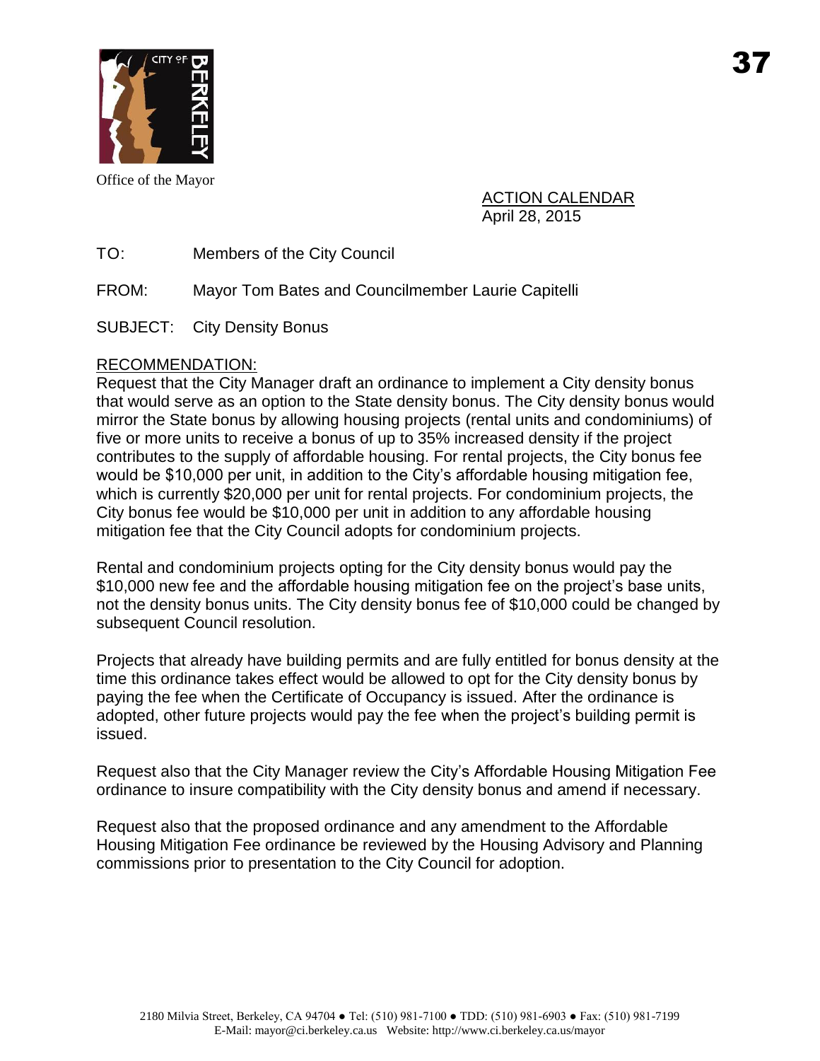Office of the Mayor

ACTION CALENDAR
April 28, 2015

TO: Members of the City Council

FROM: Mayor Tom Bates and Councilmember Laurie Capitelli

SUBJECT: City Density Bonus

## RECOMMENDATION:

Request that the City Manager draft an ordinance to implement a City density bonus that would serve as an option to the State density bonus. The City density bonus would mirror the State bonus by allowing housing projects (rental units and condominiums) of five or more units to receive a bonus of up to 35% increased density if the project contributes to the supply of affordable housing. For rental projects, the City bonus fee would be $10,000 per unit, in addition to the City's affordable housing mitigation fee, which is currently $20,000 per unit for rental projects. For condominium projects, the City bonus fee would be $10,000 per unit in addition to any affordable housing mitigation fee that the City Council adopts for condominium projects.

Rental and condominium projects opting for the City density bonus would pay the $10,000 new fee and the affordable housing mitigation fee on the project's base units, not the density bonus units. The City density bonus fee of $10,000 could be changed by subsequent Council resolution.

Projects that already have building permits and are fully entitled for bonus density at the time this ordinance takes effect would be allowed to opt for the City density bonus by paying the fee when the Certificate of Occupancy is issued. After the ordinance is adopted, other future projects would pay the fee when the project's building permit is issued.

Request also that the City Manager review the City's Affordable Housing Mitigation Fee ordinance to insure compatibility with the City density bonus and amend if necessary.

Request also that the proposed ordinance and any amendment to the Affordable Housing Mitigation Fee ordinance be reviewed by the Housing Advisory and Planning commissions prior to presentation to the City Council for adoption.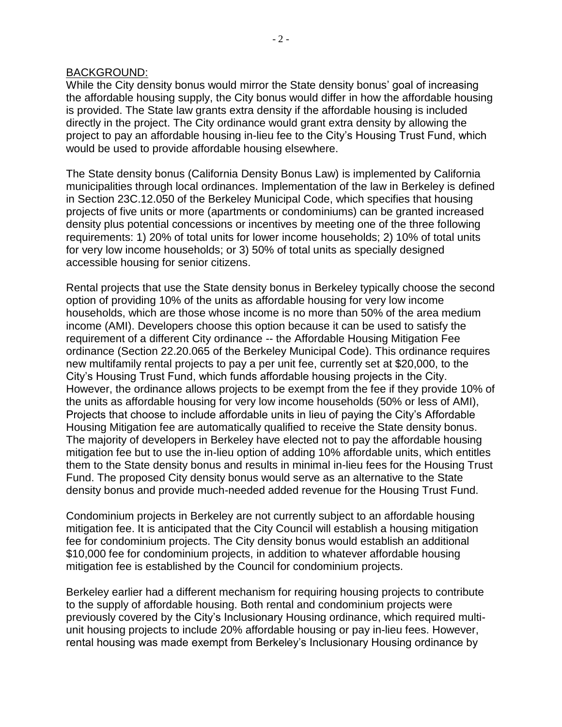BACKGROUND:

While the City density bonus would mirror the State density bonus' goal of increasing the affordable housing supply, the City bonus would differ in how the affordable housing is provided. The State law grants extra density if the affordable housing is included directly in the project. The City ordinance would grant extra density by allowing the project to pay an affordable housing in-lieu fee to the City's Housing Trust Fund, which would be used to provide affordable housing elsewhere.

The State density bonus (California Density Bonus Law) is implemented by California municipalities through local ordinances. Implementation of the law in Berkeley is defined in Section 23C.12.050 of the Berkeley Municipal Code, which specifies that housing projects of five units or more (apartments or condominiums) can be granted increased density plus potential concessions or incentives by meeting one of the three following requirements: 1) 20% of total units for lower income households; 2) 10% of total units for very low income households; or 3) 50% of total units as specially designed accessible housing for senior citizens.

Rental projects that use the State density bonus in Berkeley typically choose the second option of providing 10% of the units as affordable housing for very low income households, which are those whose income is no more than 50% of the area medium income (AMI). Developers choose this option because it can be used to satisfy the requirement of a different City ordinance -- the Affordable Housing Mitigation Fee ordinance (Section 22.20.065 of the Berkeley Municipal Code). This ordinance requires new multifamily rental projects to pay a per unit fee, currently set at $20,000, to the City's Housing Trust Fund, which funds affordable housing projects in the City. However, the ordinance allows projects to be exempt from the fee if they provide 10% of the units as affordable housing for very low income households (50% or less of AMI), Projects that choose to include affordable units in lieu of paying the City's Affordable Housing Mitigation fee are automatically qualified to receive the State density bonus. The majority of developers in Berkeley have elected not to pay the affordable housing mitigation fee but to use the in-lieu option of adding 10% affordable units, which entitles them to the State density bonus and results in minimal in-lieu fees for the Housing Trust Fund. The proposed City density bonus would serve as an alternative to the State density bonus and provide much-needed added revenue for the Housing Trust Fund.

Condominium projects in Berkeley are not currently subject to an affordable housing mitigation fee. It is anticipated that the City Council will establish a housing mitigation fee for condominium projects. The City density bonus would establish an additional $10,000 fee for condominium projects, in addition to whatever affordable housing mitigation fee is established by the Council for condominium projects.

Berkeley earlier had a different mechanism for requiring housing projects to contribute to the supply of affordable housing. Both rental and condominium projects were previously covered by the City's Inclusionary Housing ordinance, which required multi-unit housing projects to include 20% affordable housing or pay in-lieu fees. However, rental housing was made exempt from Berkeley's Inclusionary Housing ordinance by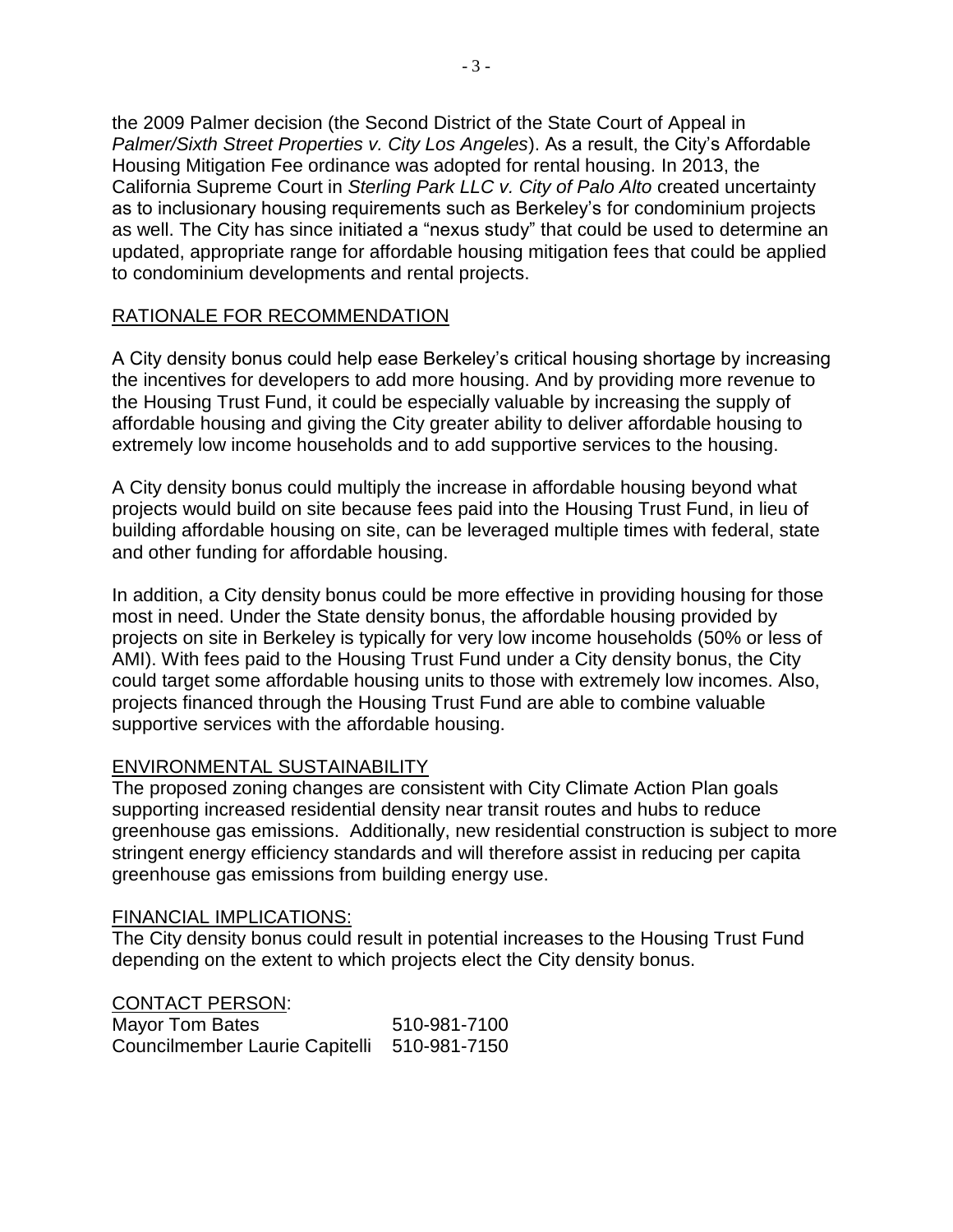the 2009 Palmer decision (the Second District of the State Court of Appeal in *Palmer/Sixth Street Properties v. City Los Angeles*). As a result, the City's Affordable Housing Mitigation Fee ordinance was adopted for rental housing. In 2013, the California Supreme Court in *Sterling Park LLC v. City of Palo Alto* created uncertainty as to inclusionary housing requirements such as Berkeley's for condominium projects as well. The City has since initiated a "nexus study" that could be used to determine an updated, appropriate range for affordable housing mitigation fees that could be applied to condominium developments and rental projects.

## RATIONALE FOR RECOMMENDATION

A City density bonus could help ease Berkeley's critical housing shortage by increasing the incentives for developers to add more housing. And by providing more revenue to the Housing Trust Fund, it could be especially valuable by increasing the supply of affordable housing and giving the City greater ability to deliver affordable housing to extremely low income households and to add supportive services to the housing.

A City density bonus could multiply the increase in affordable housing beyond what projects would build on site because fees paid into the Housing Trust Fund, in lieu of building affordable housing on site, can be leveraged multiple times with federal, state and other funding for affordable housing.

In addition, a City density bonus could be more effective in providing housing for those most in need. Under the State density bonus, the affordable housing provided by projects on site in Berkeley is typically for very low income households (50% or less of AMI). With fees paid to the Housing Trust Fund under a City density bonus, the City could target some affordable housing units to those with extremely low incomes. Also, projects financed through the Housing Trust Fund are able to combine valuable supportive services with the affordable housing.

## ENVIRONMENTAL SUSTAINABILITY

The proposed zoning changes are consistent with City Climate Action Plan goals supporting increased residential density near transit routes and hubs to reduce greenhouse gas emissions. Additionally, new residential construction is subject to more stringent energy efficiency standards and will therefore assist in reducing per capita greenhouse gas emissions from building energy use.

## FINANCIAL IMPLICATIONS:

The City density bonus could result in potential increases to the Housing Trust Fund depending on the extent to which projects elect the City density bonus.

## CONTACT PERSON:

| | |
|---|---|
| Mayor Tom Bates | 510-981-7100 |
| Councilmember Laurie Capitelli | 510-981-7150 |